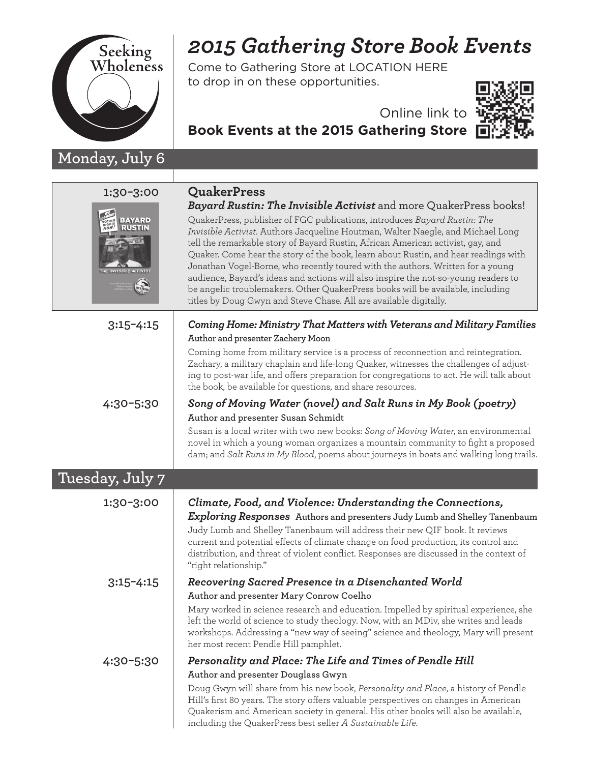Seeking Wholeness

# *2015 Gathering Store Book Events*

Come to Gathering Store at LOCATION HERE
to drop in on these opportunities.

Online link to
**Book Events at the 2015 Gathering Store**

## Monday, July 6

**1:30–3:00**

### QuakerPress

***Bayard Rustin: The Invisible Activist*** and more QuakerPress books!

QuakerPress, publisher of FGC publications, introduces *Bayard Rustin: The Invisible Activist*. Authors Jacqueline Houtman, Walter Naegle, and Michael Long tell the remarkable story of Bayard Rustin, African American activist, gay, and Quaker. Come hear the story of the book, learn about Rustin, and hear readings with Jonathan Vogel-Borne, who recently toured with the authors. Written for a young audience, Bayard's ideas and actions will also inspire the not-so-young readers to be angelic troublemakers. Other QuakerPress books will be available, including titles by Doug Gwyn and Steve Chase. All are available digitally.

**3:15–4:15**

### *Coming Home: Ministry That Matters with Veterans and Military Families*

**Author and presenter Zachery Moon**

Coming home from military service is a process of reconnection and reintegration. Zachary, a military chaplain and life-long Quaker, witnesses the challenges of adjusting to post-war life, and offers preparation for congregations to act. He will talk about the book, be available for questions, and share resources.

**4:30–5:30**

### *Song of Moving Water (novel) and Salt Runs in My Book (poetry)*

**Author and presenter Susan Schmidt**

Susan is a local writer with two new books: *Song of Moving Water*, an environmental novel in which a young woman organizes a mountain community to fight a proposed dam; and *Salt Runs in My Blood*, poems about journeys in boats and walking long trails.

## Tuesday, July 7

**1:30–3:00**

### *Climate, Food, and Violence: Understanding the Connections, Exploring Responses*

**Authors and presenters Judy Lumb and Shelley Tanenbaum**

Judy Lumb and Shelley Tanenbaum will address their new QIF book. It reviews current and potential effects of climate change on food production, its control and distribution, and threat of violent conflict. Responses are discussed in the context of "right relationship."

**3:15–4:15**

### *Recovering Sacred Presence in a Disenchanted World*

**Author and presenter Mary Conrow Coelho**

Mary worked in science research and education. Impelled by spiritual experience, she left the world of science to study theology. Now, with an MDiv, she writes and leads workshops. Addressing a "new way of seeing" science and theology, Mary will present her most recent Pendle Hill pamphlet.

**4:30–5:30**

### *Personality and Place: The Life and Times of Pendle Hill*

**Author and presenter Douglass Gwyn**

Doug Gwyn will share from his new book, *Personality and Place*, a history of Pendle Hill's first 80 years. The story offers valuable perspectives on changes in American Quakerism and American society in general. His other books will also be available, including the QuakerPress best seller *A Sustainable Life*.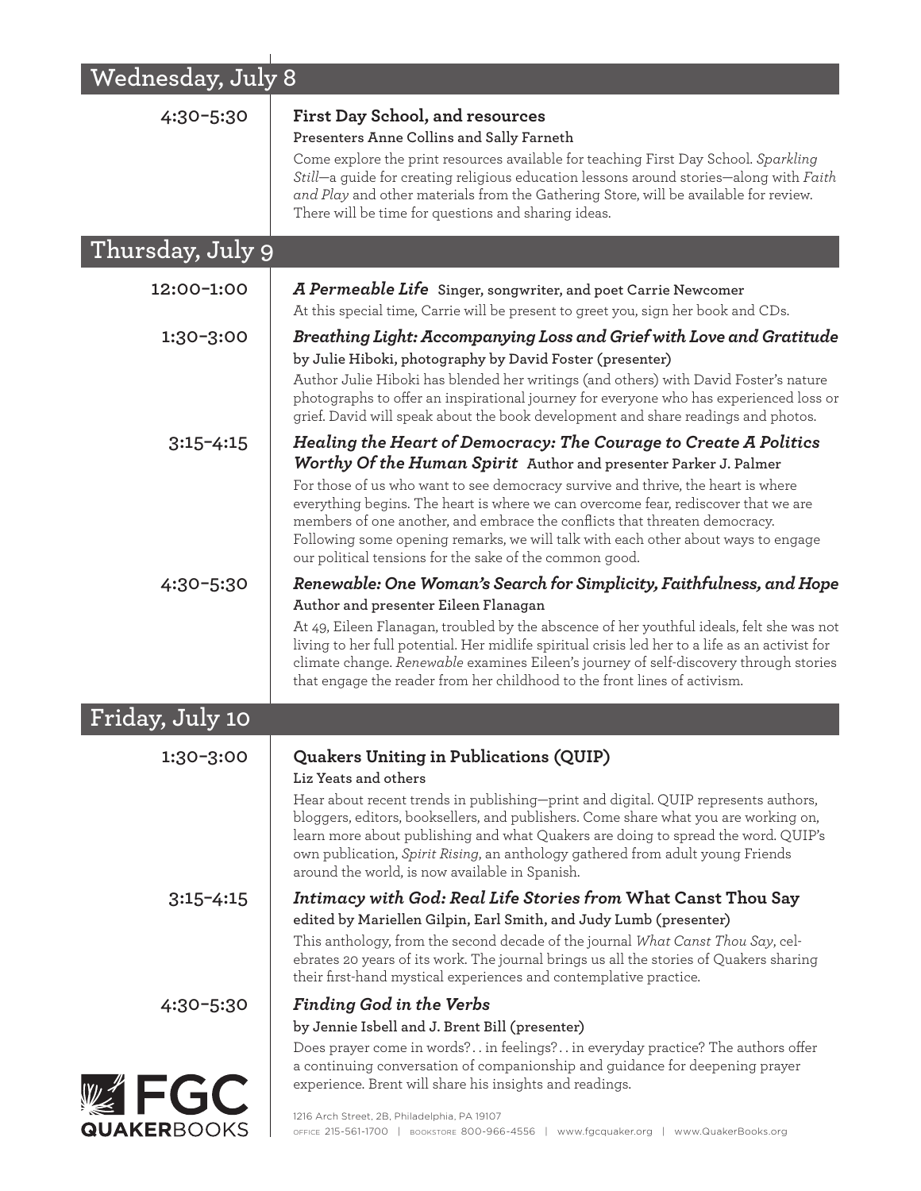## Wednesday, July 8

**4:30–5:30**

**First Day School, and resources**
**Presenters Anne Collins and Sally Farneth**

Come explore the print resources available for teaching First Day School. *Sparkling Still*—a guide for creating religious education lessons around stories—along with *Faith and Play* and other materials from the Gathering Store, will be available for review. There will be time for questions and sharing ideas.

## Thursday, July 9

**12:00–1:00**

***A Permeable Life*** **Singer, songwriter, and poet Carrie Newcomer**

At this special time, Carrie will be present to greet you, sign her book and CDs.

**1:30–3:00**

***Breathing Light: Accompanying Loss and Grief with Love and Gratitude***
**by Julie Hiboki, photography by David Foster (presenter)**

Author Julie Hiboki has blended her writings (and others) with David Foster's nature photographs to offer an inspirational journey for everyone who has experienced loss or grief. David will speak about the book development and share readings and photos.

**3:15–4:15**

***Healing the Heart of Democracy: The Courage to Create A Politics Worthy Of the Human Spirit*** **Author and presenter Parker J. Palmer**

For those of us who want to see democracy survive and thrive, the heart is where everything begins. The heart is where we can overcome fear, rediscover that we are members of one another, and embrace the conflicts that threaten democracy. Following some opening remarks, we will talk with each other about ways to engage our political tensions for the sake of the common good.

**4:30–5:30**

***Renewable: One Woman's Search for Simplicity, Faithfulness, and Hope***
**Author and presenter Eileen Flanagan**

At 49, Eileen Flanagan, troubled by the abscence of her youthful ideals, felt she was not living to her full potential. Her midlife spiritual crisis led her to a life as an activist for climate change. *Renewable* examines Eileen's journey of self-discovery through stories that engage the reader from her childhood to the front lines of activism.

## Friday, July 10

**1:30–3:00**

**Quakers Uniting in Publications (QUIP)**
**Liz Yeats and others**

Hear about recent trends in publishing—print and digital. QUIP represents authors, bloggers, editors, booksellers, and publishers. Come share what you are working on, learn more about publishing and what Quakers are doing to spread the word. QUIP's own publication, *Spirit Rising*, an anthology gathered from adult young Friends around the world, is now available in Spanish.

**3:15–4:15**

***Intimacy with God: Real Life Stories from*** **What Canst Thou Say**
**edited by Mariellen Gilpin, Earl Smith, and Judy Lumb (presenter)**

This anthology, from the second decade of the journal *What Canst Thou Say*, celebrates 20 years of its work. The journal brings us all the stories of Quakers sharing their first-hand mystical experiences and contemplative practice.

**4:30–5:30**

***Finding God in the Verbs***
**by Jennie Isbell and J. Brent Bill (presenter)**

Does prayer come in words?. . in feelings?. . in everyday practice? The authors offer a continuing conversation of companionship and guidance for deepening prayer experience. Brent will share his insights and readings.

FGC QUAKERBOOKS

1216 Arch Street, 2B, Philadelphia, PA 19107
OFFICE 215-561-1700 | BOOKSTORE 800-966-4556 | www.fgcquaker.org | www.QuakerBooks.org